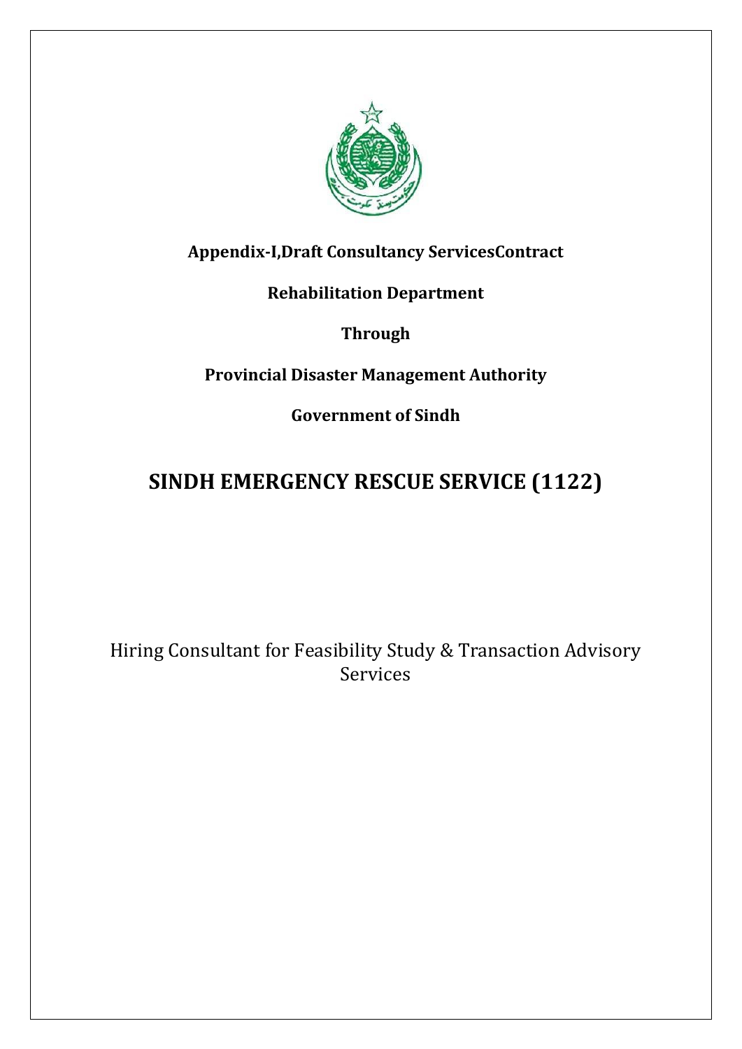**Appendix-I,Draft Consultancy ServicesContract**

**Rehabilitation Department**

**Through**

**Provincial Disaster Management Authority**

**Government of Sindh**

# SINDH EMERGENCY RESCUE SERVICE (1122)

Hiring Consultant for Feasibility Study & Transaction Advisory Services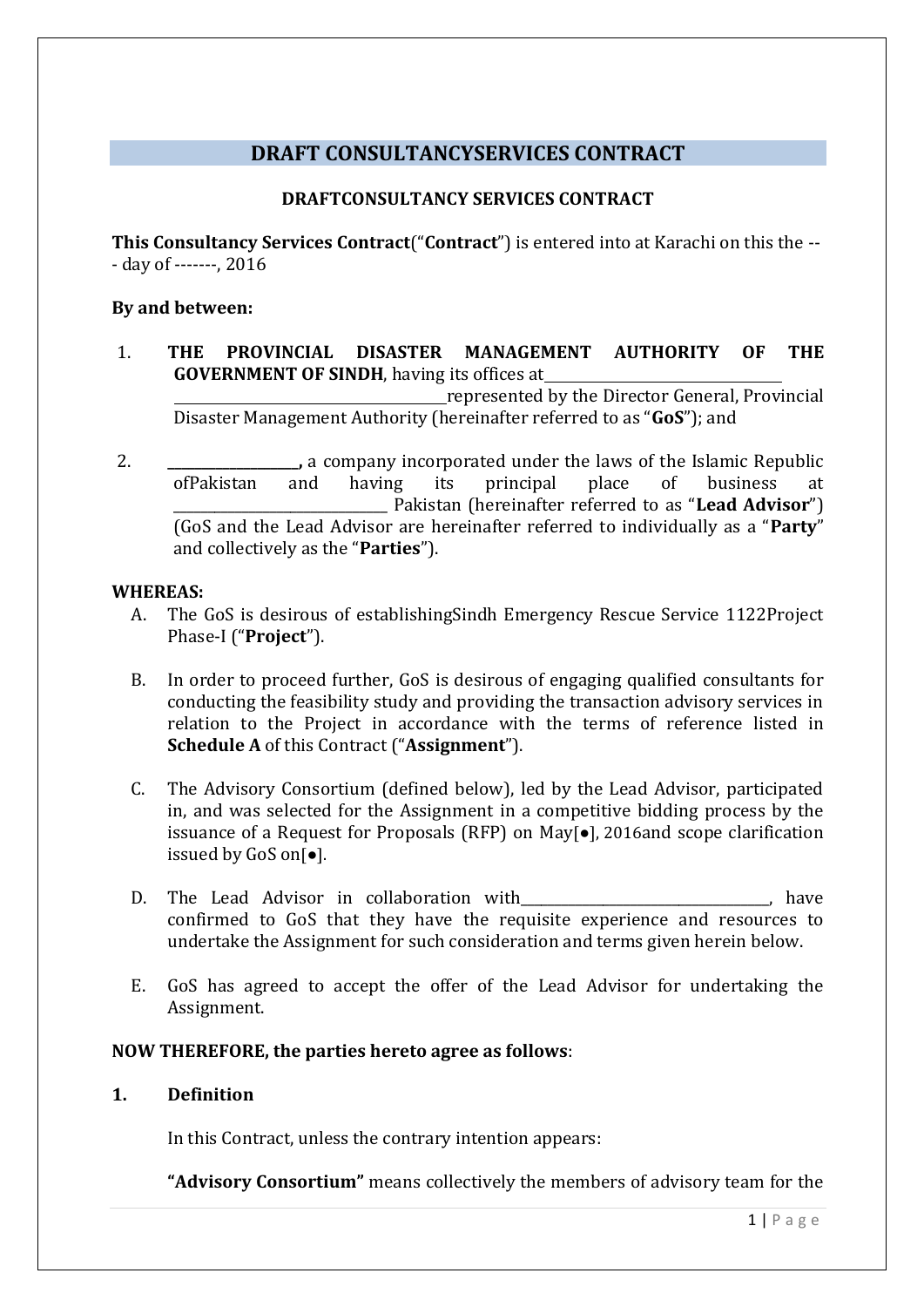# DRAFT CONSULTANCYSERVICES CONTRACT

**DRAFTCONSULTANCY SERVICES CONTRACT**

**This Consultancy Services Contract**("**Contract**") is entered into at Karachi on this the ---- day of -------, 2016

**By and between:**

1. **THE PROVINCIAL DISASTER MANAGEMENT AUTHORITY OF THE GOVERNMENT OF SINDH**, having its offices at\_\_\_\_\_\_\_\_\_\_\_\_\_\_\_\_\_\_\_\_\_\_\_\_\_\_\_\_\_\_\_\_\_\_\_\_\_\_\_\_\_\_\_\_\_\_\_\_\_\_\_\_\_\_\_\_\_\_\_\_\_\_\_\_\_\_\_\_\_\_\_\_\_\_\_represented by the Director General, Provincial Disaster Management Authority (hereinafter referred to as "**GoS**"); and

2. **\_\_\_\_\_\_\_\_\_\_\_\_\_\_\_\_\_\_\_,** a company incorporated under the laws of the Islamic Republic ofPakistan and having its principal place of business at \_\_\_\_\_\_\_\_\_\_\_\_\_\_\_\_\_\_\_\_\_\_\_\_\_\_\_\_\_\_\_ Pakistan (hereinafter referred to as "**Lead Advisor**") (GoS and the Lead Advisor are hereinafter referred to individually as a "**Party**" and collectively as the "**Parties**").

**WHEREAS:**

A. The GoS is desirous of establishingSindh Emergency Rescue Service 1122Project Phase-I ("**Project**").

B. In order to proceed further, GoS is desirous of engaging qualified consultants for conducting the feasibility study and providing the transaction advisory services in relation to the Project in accordance with the terms of reference listed in **Schedule A** of this Contract ("**Assignment**").

C. The Advisory Consortium (defined below), led by the Lead Advisor, participated in, and was selected for the Assignment in a competitive bidding process by the issuance of a Request for Proposals (RFP) on May[●], 2016and scope clarification issued by GoS on[●].

D. The Lead Advisor in collaboration with\_\_\_\_\_\_\_\_\_\_\_\_\_\_\_\_\_\_\_\_\_\_\_\_\_\_\_\_\_\_\_\_\_\_\_\_, have confirmed to GoS that they have the requisite experience and resources to undertake the Assignment for such consideration and terms given herein below.

E. GoS has agreed to accept the offer of the Lead Advisor for undertaking the Assignment.

**NOW THEREFORE, the parties hereto agree as follows**:

**1. Definition**

In this Contract, unless the contrary intention appears:

**"Advisory Consortium"** means collectively the members of advisory team for the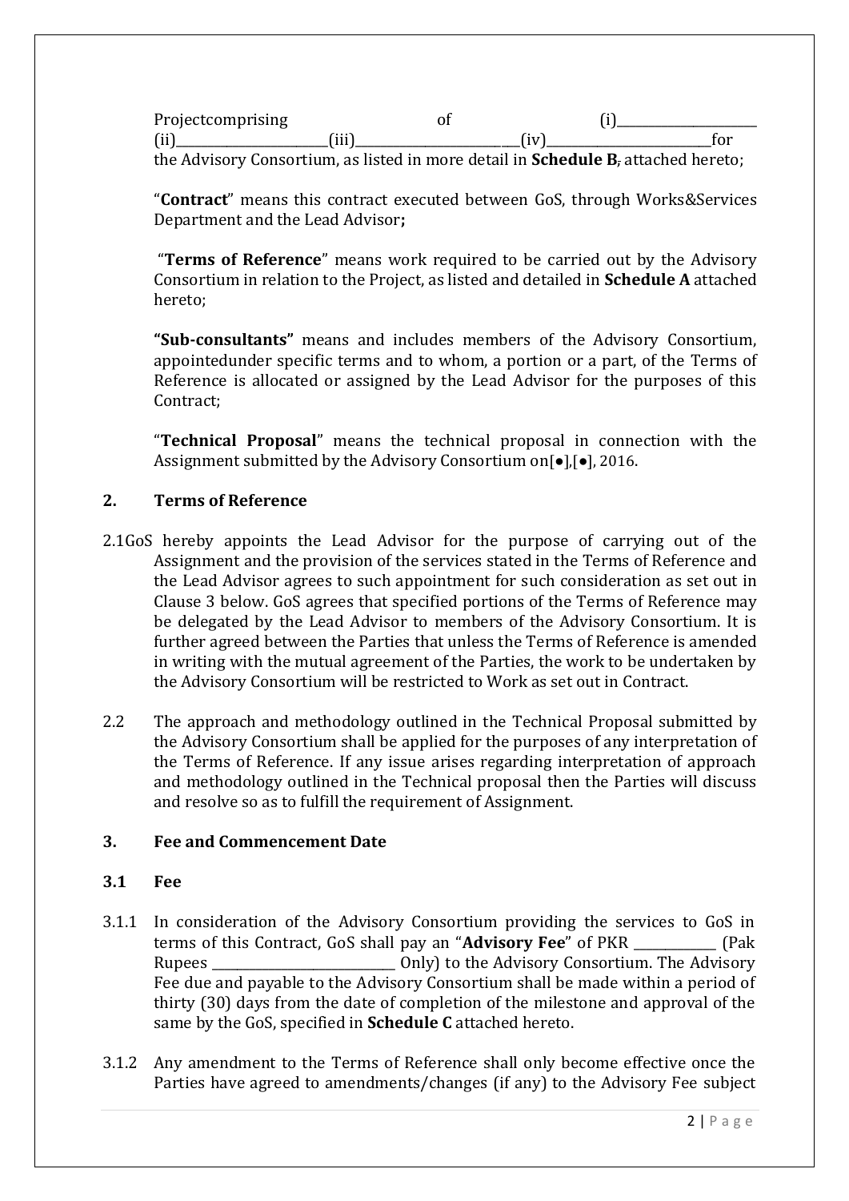Projectcomprising of (i)_____________________ (ii)_______________________(iii)_________________________(iv)_________________________for the Advisory Consortium, as listed in more detail in **Schedule B**, attached hereto;

"**Contract**" means this contract executed between GoS, through Works&Services Department and the Lead Advisor**;**

"**Terms of Reference**" means work required to be carried out by the Advisory Consortium in relation to the Project, as listed and detailed in **Schedule A** attached hereto;

**"Sub-consultants"** means and includes members of the Advisory Consortium, appointedunder specific terms and to whom, a portion or a part, of the Terms of Reference is allocated or assigned by the Lead Advisor for the purposes of this Contract;

"**Technical Proposal**" means the technical proposal in connection with the Assignment submitted by the Advisory Consortium on[●],[●], 2016.

## 2. Terms of Reference

2.1GoS hereby appoints the Lead Advisor for the purpose of carrying out of the Assignment and the provision of the services stated in the Terms of Reference and the Lead Advisor agrees to such appointment for such consideration as set out in Clause 3 below. GoS agrees that specified portions of the Terms of Reference may be delegated by the Lead Advisor to members of the Advisory Consortium. It is further agreed between the Parties that unless the Terms of Reference is amended in writing with the mutual agreement of the Parties, the work to be undertaken by the Advisory Consortium will be restricted to Work as set out in Contract.

2.2 The approach and methodology outlined in the Technical Proposal submitted by the Advisory Consortium shall be applied for the purposes of any interpretation of the Terms of Reference. If any issue arises regarding interpretation of approach and methodology outlined in the Technical proposal then the Parties will discuss and resolve so as to fulfill the requirement of Assignment.

## 3. Fee and Commencement Date

### 3.1 Fee

3.1.1 In consideration of the Advisory Consortium providing the services to GoS in terms of this Contract, GoS shall pay an "**Advisory Fee**" of PKR ____________ (Pak Rupees ___________________________ Only) to the Advisory Consortium. The Advisory Fee due and payable to the Advisory Consortium shall be made within a period of thirty (30) days from the date of completion of the milestone and approval of the same by the GoS, specified in **Schedule C** attached hereto.

3.1.2 Any amendment to the Terms of Reference shall only become effective once the Parties have agreed to amendments/changes (if any) to the Advisory Fee subject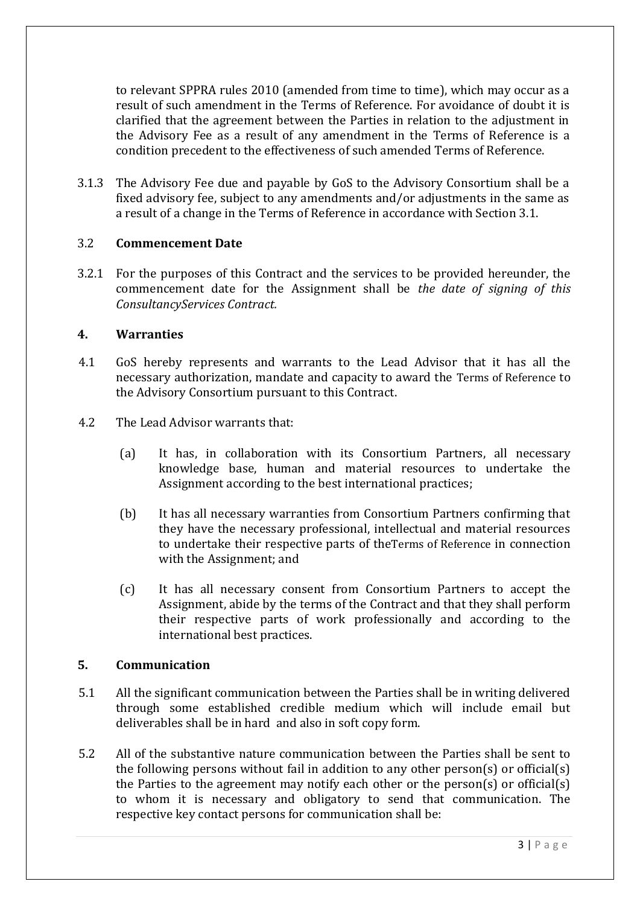to relevant SPPRA rules 2010 (amended from time to time), which may occur as a result of such amendment in the Terms of Reference. For avoidance of doubt it is clarified that the agreement between the Parties in relation to the adjustment in the Advisory Fee as a result of any amendment in the Terms of Reference is a condition precedent to the effectiveness of such amended Terms of Reference.

3.1.3 The Advisory Fee due and payable by GoS to the Advisory Consortium shall be a fixed advisory fee, subject to any amendments and/or adjustments in the same as a result of a change in the Terms of Reference in accordance with Section 3.1.

### 3.2 Commencement Date

3.2.1 For the purposes of this Contract and the services to be provided hereunder, the commencement date for the Assignment shall be *the date of signing of this ConsultancyServices Contract.*

## 4. Warranties

4.1 GoS hereby represents and warrants to the Lead Advisor that it has all the necessary authorization, mandate and capacity to award the Terms of Reference to the Advisory Consortium pursuant to this Contract.

4.2 The Lead Advisor warrants that:

(a) It has, in collaboration with its Consortium Partners, all necessary knowledge base, human and material resources to undertake the Assignment according to the best international practices;

(b) It has all necessary warranties from Consortium Partners confirming that they have the necessary professional, intellectual and material resources to undertake their respective parts of theTerms of Reference in connection with the Assignment; and

(c) It has all necessary consent from Consortium Partners to accept the Assignment, abide by the terms of the Contract and that they shall perform their respective parts of work professionally and according to the international best practices.

## 5. Communication

5.1 All the significant communication between the Parties shall be in writing delivered through some established credible medium which will include email but deliverables shall be in hard and also in soft copy form.

5.2 All of the substantive nature communication between the Parties shall be sent to the following persons without fail in addition to any other person(s) or official(s) the Parties to the agreement may notify each other or the person(s) or official(s) to whom it is necessary and obligatory to send that communication. The respective key contact persons for communication shall be: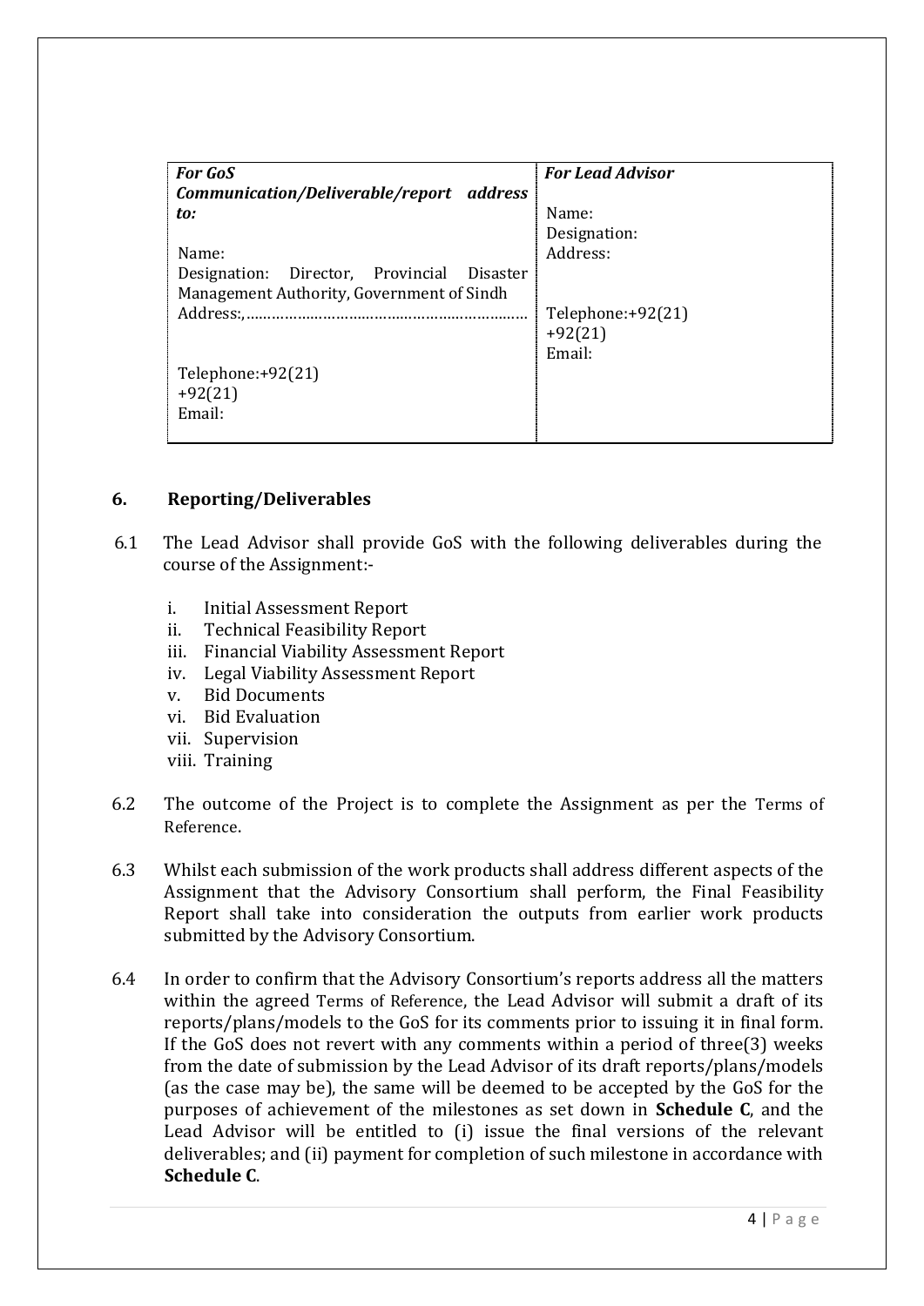| ***For GoS Communication/Deliverable/report address to:***<br><br>Name:<br>Designation: Director, Provincial Disaster Management Authority, Government of Sindh<br>Address:,…………………………………………………………<br><br><br>Telephone:+92(21)<br>+92(21)<br>Email: | ***For Lead Advisor***<br><br>Name:<br>Designation:<br>Address:<br><br><br>Telephone:+92(21)<br>+92(21)<br>Email: |
|---|---|

## 6. Reporting/Deliverables

6.1 The Lead Advisor shall provide GoS with the following deliverables during the course of the Assignment:-

i. Initial Assessment Report
ii. Technical Feasibility Report
iii. Financial Viability Assessment Report
iv. Legal Viability Assessment Report
v. Bid Documents
vi. Bid Evaluation
vii. Supervision
viii. Training

6.2 The outcome of the Project is to complete the Assignment as per the Terms of Reference.

6.3 Whilst each submission of the work products shall address different aspects of the Assignment that the Advisory Consortium shall perform, the Final Feasibility Report shall take into consideration the outputs from earlier work products submitted by the Advisory Consortium.

6.4 In order to confirm that the Advisory Consortium's reports address all the matters within the agreed Terms of Reference, the Lead Advisor will submit a draft of its reports/plans/models to the GoS for its comments prior to issuing it in final form. If the GoS does not revert with any comments within a period of three(3) weeks from the date of submission by the Lead Advisor of its draft reports/plans/models (as the case may be), the same will be deemed to be accepted by the GoS for the purposes of achievement of the milestones as set down in **Schedule C**, and the Lead Advisor will be entitled to (i) issue the final versions of the relevant deliverables; and (ii) payment for completion of such milestone in accordance with **Schedule C**.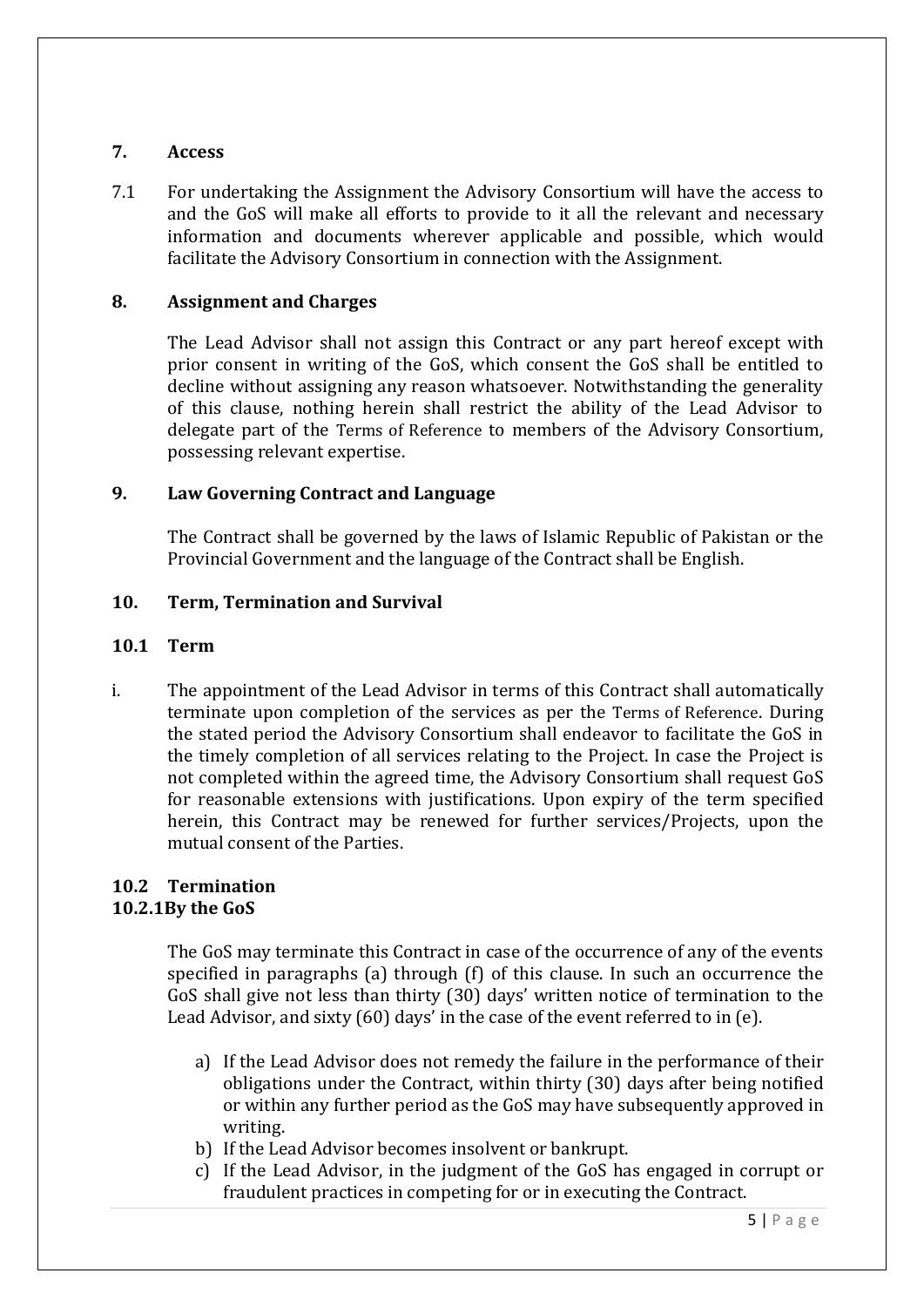## 7. Access

7.1 For undertaking the Assignment the Advisory Consortium will have the access to and the GoS will make all efforts to provide to it all the relevant and necessary information and documents wherever applicable and possible, which would facilitate the Advisory Consortium in connection with the Assignment.

## 8. Assignment and Charges

The Lead Advisor shall not assign this Contract or any part hereof except with prior consent in writing of the GoS, which consent the GoS shall be entitled to decline without assigning any reason whatsoever. Notwithstanding the generality of this clause, nothing herein shall restrict the ability of the Lead Advisor to delegate part of the Terms of Reference to members of the Advisory Consortium, possessing relevant expertise.

## 9. Law Governing Contract and Language

The Contract shall be governed by the laws of Islamic Republic of Pakistan or the Provincial Government and the language of the Contract shall be English.

## 10. Term, Termination and Survival

### 10.1 Term

i. The appointment of the Lead Advisor in terms of this Contract shall automatically terminate upon completion of the services as per the Terms of Reference. During the stated period the Advisory Consortium shall endeavor to facilitate the GoS in the timely completion of all services relating to the Project. In case the Project is not completed within the agreed time, the Advisory Consortium shall request GoS for reasonable extensions with justifications. Upon expiry of the term specified herein, this Contract may be renewed for further services/Projects, upon the mutual consent of the Parties.

### 10.2 Termination

#### 10.2.1 By the GoS

The GoS may terminate this Contract in case of the occurrence of any of the events specified in paragraphs (a) through (f) of this clause. In such an occurrence the GoS shall give not less than thirty (30) days' written notice of termination to the Lead Advisor, and sixty (60) days' in the case of the event referred to in (e).

a) If the Lead Advisor does not remedy the failure in the performance of their obligations under the Contract, within thirty (30) days after being notified or within any further period as the GoS may have subsequently approved in writing.
b) If the Lead Advisor becomes insolvent or bankrupt.
c) If the Lead Advisor, in the judgment of the GoS has engaged in corrupt or fraudulent practices in competing for or in executing the Contract.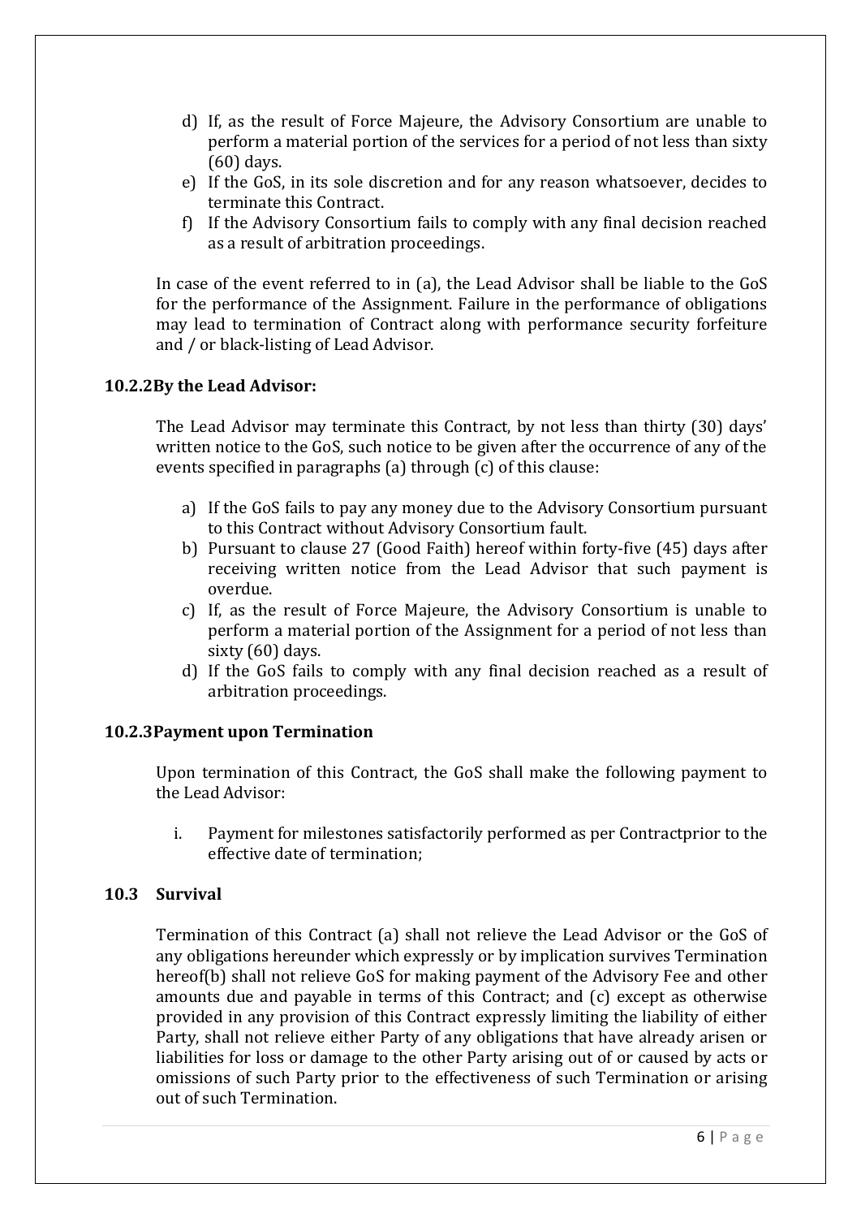d) If, as the result of Force Majeure, the Advisory Consortium are unable to perform a material portion of the services for a period of not less than sixty (60) days.
e) If the GoS, in its sole discretion and for any reason whatsoever, decides to terminate this Contract.
f) If the Advisory Consortium fails to comply with any final decision reached as a result of arbitration proceedings.

In case of the event referred to in (a), the Lead Advisor shall be liable to the GoS for the performance of the Assignment. Failure in the performance of obligations may lead to termination of Contract along with performance security forfeiture and / or black-listing of Lead Advisor.

### 10.2.2By the Lead Advisor:

The Lead Advisor may terminate this Contract, by not less than thirty (30) days' written notice to the GoS, such notice to be given after the occurrence of any of the events specified in paragraphs (a) through (c) of this clause:

a) If the GoS fails to pay any money due to the Advisory Consortium pursuant to this Contract without Advisory Consortium fault.
b) Pursuant to clause 27 (Good Faith) hereof within forty-five (45) days after receiving written notice from the Lead Advisor that such payment is overdue.
c) If, as the result of Force Majeure, the Advisory Consortium is unable to perform a material portion of the Assignment for a period of not less than sixty (60) days.
d) If the GoS fails to comply with any final decision reached as a result of arbitration proceedings.

### 10.2.3Payment upon Termination

Upon termination of this Contract, the GoS shall make the following payment to the Lead Advisor:

i. Payment for milestones satisfactorily performed as per Contractprior to the effective date of termination;

### 10.3 Survival

Termination of this Contract (a) shall not relieve the Lead Advisor or the GoS of any obligations hereunder which expressly or by implication survives Termination hereof(b) shall not relieve GoS for making payment of the Advisory Fee and other amounts due and payable in terms of this Contract; and (c) except as otherwise provided in any provision of this Contract expressly limiting the liability of either Party, shall not relieve either Party of any obligations that have already arisen or liabilities for loss or damage to the other Party arising out of or caused by acts or omissions of such Party prior to the effectiveness of such Termination or arising out of such Termination.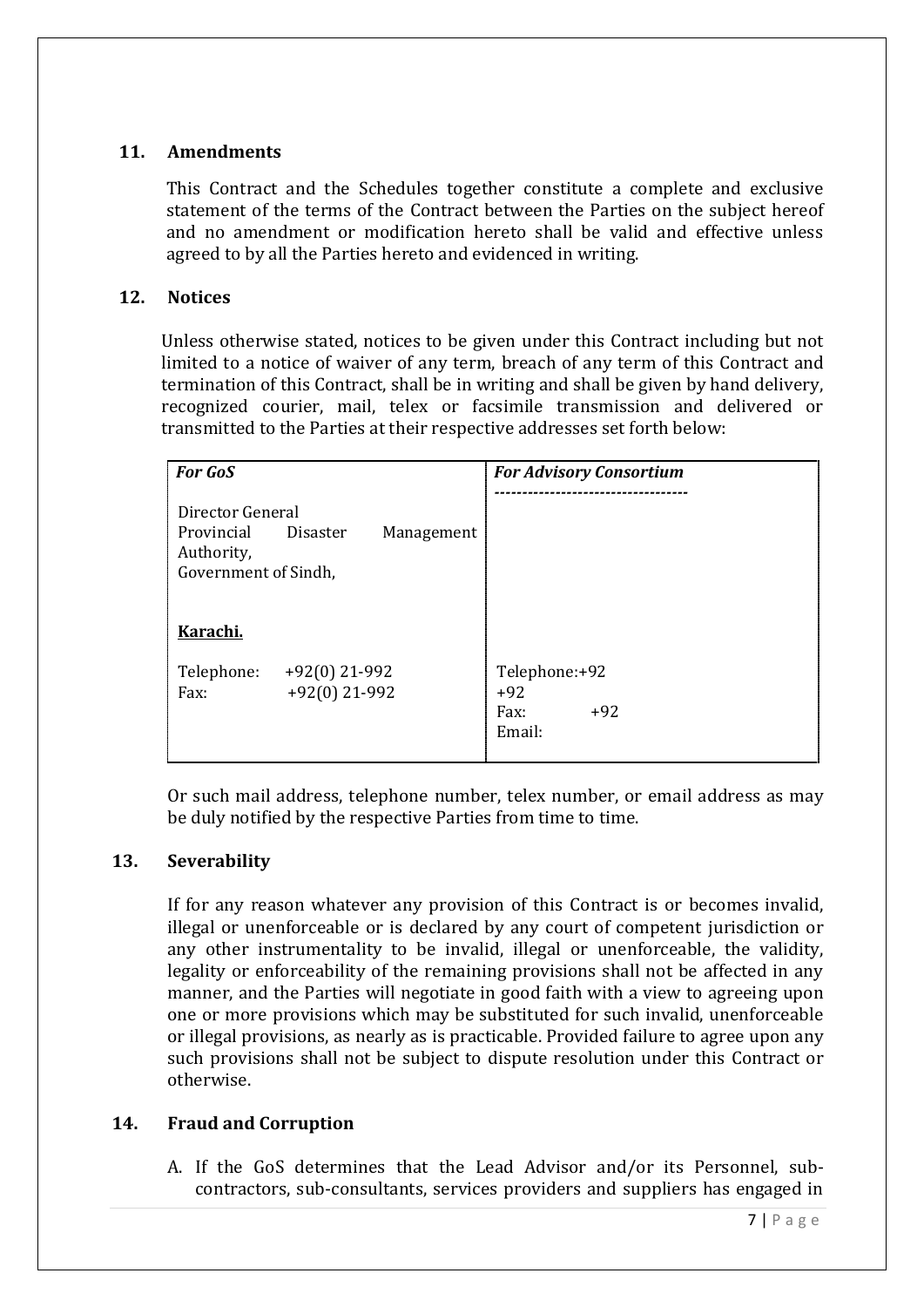## 11. Amendments

This Contract and the Schedules together constitute a complete and exclusive statement of the terms of the Contract between the Parties on the subject hereof and no amendment or modification hereto shall be valid and effective unless agreed to by all the Parties hereto and evidenced in writing.

## 12. Notices

Unless otherwise stated, notices to be given under this Contract including but not limited to a notice of waiver of any term, breach of any term of this Contract and termination of this Contract, shall be in writing and shall be given by hand delivery, recognized courier, mail, telex or facsimile transmission and delivered or transmitted to the Parties at their respective addresses set forth below:

| ***For GoS*** | ***For Advisory Consortium*** |
|---|---|
| Director General<br>Provincial Disaster Management Authority,<br>Government of Sindh,<br><br>**Karachi.** | ---------------------------------- |
| Telephone: +92(0) 21-992<br>Fax: +92(0) 21-992 | Telephone:+92<br>+92<br>Fax: +92<br>Email: |

Or such mail address, telephone number, telex number, or email address as may be duly notified by the respective Parties from time to time.

## 13. Severability

If for any reason whatever any provision of this Contract is or becomes invalid, illegal or unenforceable or is declared by any court of competent jurisdiction or any other instrumentality to be invalid, illegal or unenforceable, the validity, legality or enforceability of the remaining provisions shall not be affected in any manner, and the Parties will negotiate in good faith with a view to agreeing upon one or more provisions which may be substituted for such invalid, unenforceable or illegal provisions, as nearly as is practicable. Provided failure to agree upon any such provisions shall not be subject to dispute resolution under this Contract or otherwise.

## 14. Fraud and Corruption

A. If the GoS determines that the Lead Advisor and/or its Personnel, sub-contractors, sub-consultants, services providers and suppliers has engaged in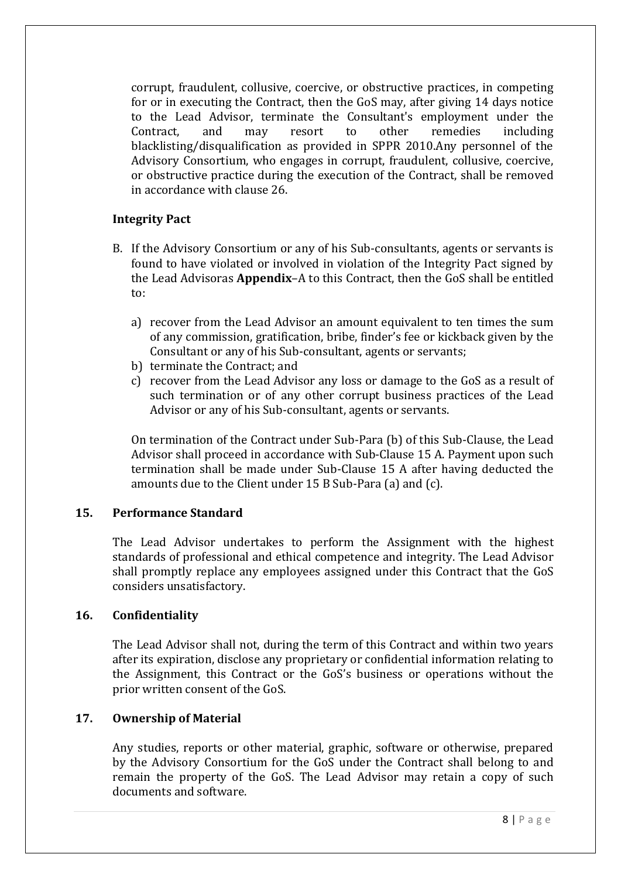corrupt, fraudulent, collusive, coercive, or obstructive practices, in competing for or in executing the Contract, then the GoS may, after giving 14 days notice to the Lead Advisor, terminate the Consultant's employment under the Contract, and may resort to other remedies including blacklisting/disqualification as provided in SPPR 2010.Any personnel of the Advisory Consortium, who engages in corrupt, fraudulent, collusive, coercive, or obstructive practice during the execution of the Contract, shall be removed in accordance with clause 26.

**Integrity Pact**

B. If the Advisory Consortium or any of his Sub-consultants, agents or servants is found to have violated or involved in violation of the Integrity Pact signed by the Lead Advisoras **Appendix**–A to this Contract, then the GoS shall be entitled to:

   a) recover from the Lead Advisor an amount equivalent to ten times the sum of any commission, gratification, bribe, finder's fee or kickback given by the Consultant or any of his Sub-consultant, agents or servants;
   b) terminate the Contract; and
   c) recover from the Lead Advisor any loss or damage to the GoS as a result of such termination or of any other corrupt business practices of the Lead Advisor or any of his Sub-consultant, agents or servants.

On termination of the Contract under Sub-Para (b) of this Sub-Clause, the Lead Advisor shall proceed in accordance with Sub-Clause 15 A. Payment upon such termination shall be made under Sub-Clause 15 A after having deducted the amounts due to the Client under 15 B Sub-Para (a) and (c).

## 15. Performance Standard

The Lead Advisor undertakes to perform the Assignment with the highest standards of professional and ethical competence and integrity. The Lead Advisor shall promptly replace any employees assigned under this Contract that the GoS considers unsatisfactory.

## 16. Confidentiality

The Lead Advisor shall not, during the term of this Contract and within two years after its expiration, disclose any proprietary or confidential information relating to the Assignment, this Contract or the GoS's business or operations without the prior written consent of the GoS.

## 17. Ownership of Material

Any studies, reports or other material, graphic, software or otherwise, prepared by the Advisory Consortium for the GoS under the Contract shall belong to and remain the property of the GoS. The Lead Advisor may retain a copy of such documents and software.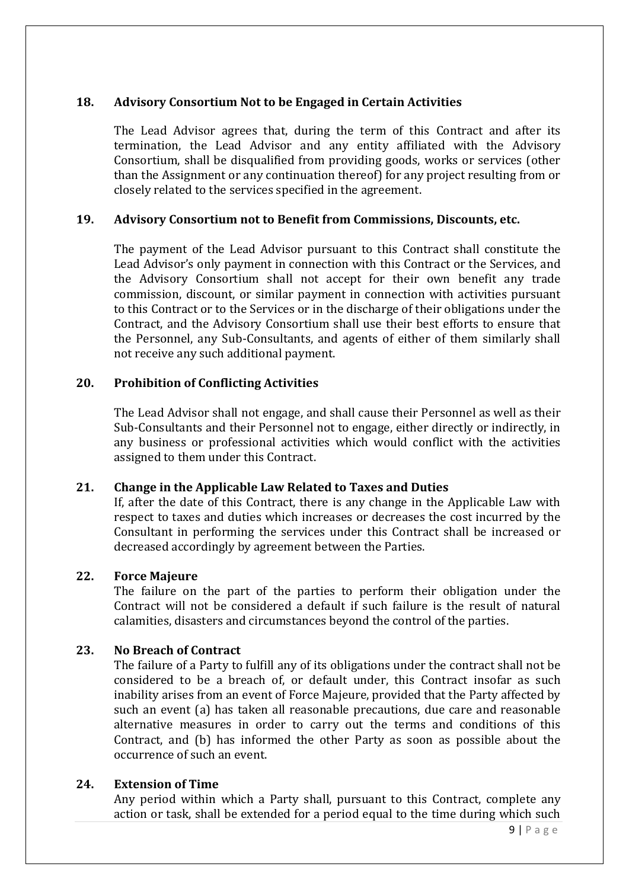## 18. Advisory Consortium Not to be Engaged in Certain Activities

The Lead Advisor agrees that, during the term of this Contract and after its termination, the Lead Advisor and any entity affiliated with the Advisory Consortium, shall be disqualified from providing goods, works or services (other than the Assignment or any continuation thereof) for any project resulting from or closely related to the services specified in the agreement.

## 19. Advisory Consortium not to Benefit from Commissions, Discounts, etc.

The payment of the Lead Advisor pursuant to this Contract shall constitute the Lead Advisor's only payment in connection with this Contract or the Services, and the Advisory Consortium shall not accept for their own benefit any trade commission, discount, or similar payment in connection with activities pursuant to this Contract or to the Services or in the discharge of their obligations under the Contract, and the Advisory Consortium shall use their best efforts to ensure that the Personnel, any Sub-Consultants, and agents of either of them similarly shall not receive any such additional payment.

## 20. Prohibition of Conflicting Activities

The Lead Advisor shall not engage, and shall cause their Personnel as well as their Sub-Consultants and their Personnel not to engage, either directly or indirectly, in any business or professional activities which would conflict with the activities assigned to them under this Contract.

## 21. Change in the Applicable Law Related to Taxes and Duties

If, after the date of this Contract, there is any change in the Applicable Law with respect to taxes and duties which increases or decreases the cost incurred by the Consultant in performing the services under this Contract shall be increased or decreased accordingly by agreement between the Parties.

## 22. Force Majeure

The failure on the part of the parties to perform their obligation under the Contract will not be considered a default if such failure is the result of natural calamities, disasters and circumstances beyond the control of the parties.

## 23. No Breach of Contract

The failure of a Party to fulfill any of its obligations under the contract shall not be considered to be a breach of, or default under, this Contract insofar as such inability arises from an event of Force Majeure, provided that the Party affected by such an event (a) has taken all reasonable precautions, due care and reasonable alternative measures in order to carry out the terms and conditions of this Contract, and (b) has informed the other Party as soon as possible about the occurrence of such an event.

## 24. Extension of Time

Any period within which a Party shall, pursuant to this Contract, complete any action or task, shall be extended for a period equal to the time during which such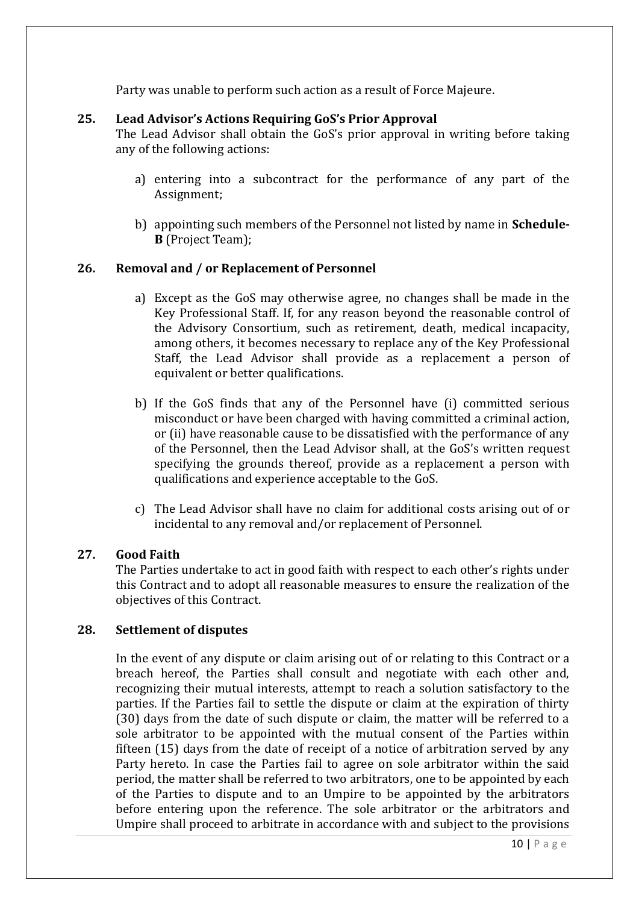Party was unable to perform such action as a result of Force Majeure.

## 25. Lead Advisor's Actions Requiring GoS's Prior Approval

The Lead Advisor shall obtain the GoS's prior approval in writing before taking any of the following actions:

a) entering into a subcontract for the performance of any part of the Assignment;

b) appointing such members of the Personnel not listed by name in **Schedule-B** (Project Team);

## 26. Removal and / or Replacement of Personnel

a) Except as the GoS may otherwise agree, no changes shall be made in the Key Professional Staff. If, for any reason beyond the reasonable control of the Advisory Consortium, such as retirement, death, medical incapacity, among others, it becomes necessary to replace any of the Key Professional Staff, the Lead Advisor shall provide as a replacement a person of equivalent or better qualifications.

b) If the GoS finds that any of the Personnel have (i) committed serious misconduct or have been charged with having committed a criminal action, or (ii) have reasonable cause to be dissatisfied with the performance of any of the Personnel, then the Lead Advisor shall, at the GoS's written request specifying the grounds thereof, provide as a replacement a person with qualifications and experience acceptable to the GoS.

c) The Lead Advisor shall have no claim for additional costs arising out of or incidental to any removal and/or replacement of Personnel.

## 27. Good Faith

The Parties undertake to act in good faith with respect to each other's rights under this Contract and to adopt all reasonable measures to ensure the realization of the objectives of this Contract.

## 28. Settlement of disputes

In the event of any dispute or claim arising out of or relating to this Contract or a breach hereof, the Parties shall consult and negotiate with each other and, recognizing their mutual interests, attempt to reach a solution satisfactory to the parties. If the Parties fail to settle the dispute or claim at the expiration of thirty (30) days from the date of such dispute or claim, the matter will be referred to a sole arbitrator to be appointed with the mutual consent of the Parties within fifteen (15) days from the date of receipt of a notice of arbitration served by any Party hereto. In case the Parties fail to agree on sole arbitrator within the said period, the matter shall be referred to two arbitrators, one to be appointed by each of the Parties to dispute and to an Umpire to be appointed by the arbitrators before entering upon the reference. The sole arbitrator or the arbitrators and Umpire shall proceed to arbitrate in accordance with and subject to the provisions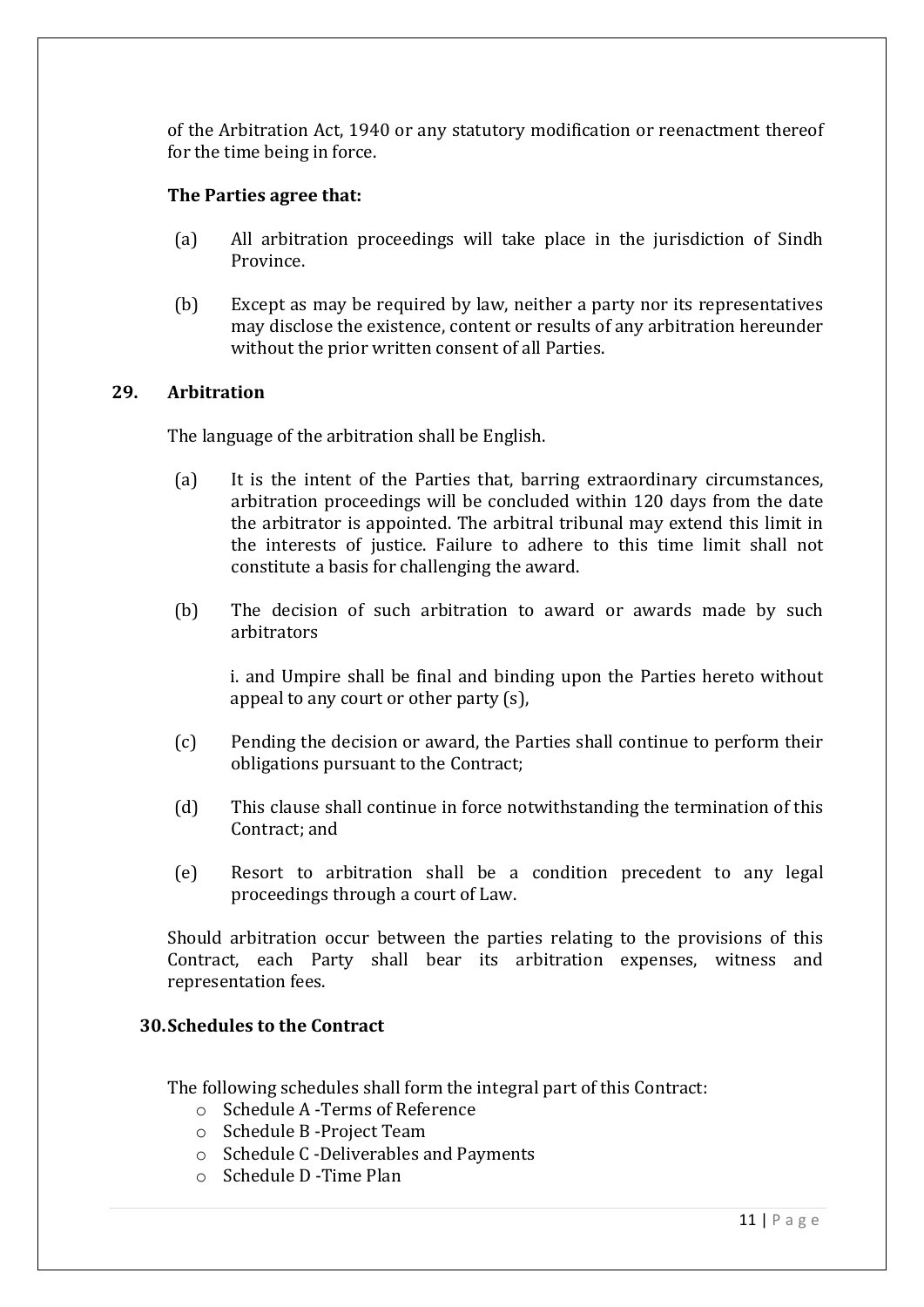of the Arbitration Act, 1940 or any statutory modification or reenactment thereof for the time being in force.

**The Parties agree that:**

(a) All arbitration proceedings will take place in the jurisdiction of Sindh Province.

(b) Except as may be required by law, neither a party nor its representatives may disclose the existence, content or results of any arbitration hereunder without the prior written consent of all Parties.

## 29. Arbitration

The language of the arbitration shall be English.

(a) It is the intent of the Parties that, barring extraordinary circumstances, arbitration proceedings will be concluded within 120 days from the date the arbitrator is appointed. The arbitral tribunal may extend this limit in the interests of justice. Failure to adhere to this time limit shall not constitute a basis for challenging the award.

(b) The decision of such arbitration to award or awards made by such arbitrators

i. and Umpire shall be final and binding upon the Parties hereto without appeal to any court or other party (s),

(c) Pending the decision or award, the Parties shall continue to perform their obligations pursuant to the Contract;

(d) This clause shall continue in force notwithstanding the termination of this Contract; and

(e) Resort to arbitration shall be a condition precedent to any legal proceedings through a court of Law.

Should arbitration occur between the parties relating to the provisions of this Contract, each Party shall bear its arbitration expenses, witness and representation fees.

## 30. Schedules to the Contract

The following schedules shall form the integral part of this Contract:

- Schedule A -Terms of Reference
- Schedule B -Project Team
- Schedule C -Deliverables and Payments
- Schedule D -Time Plan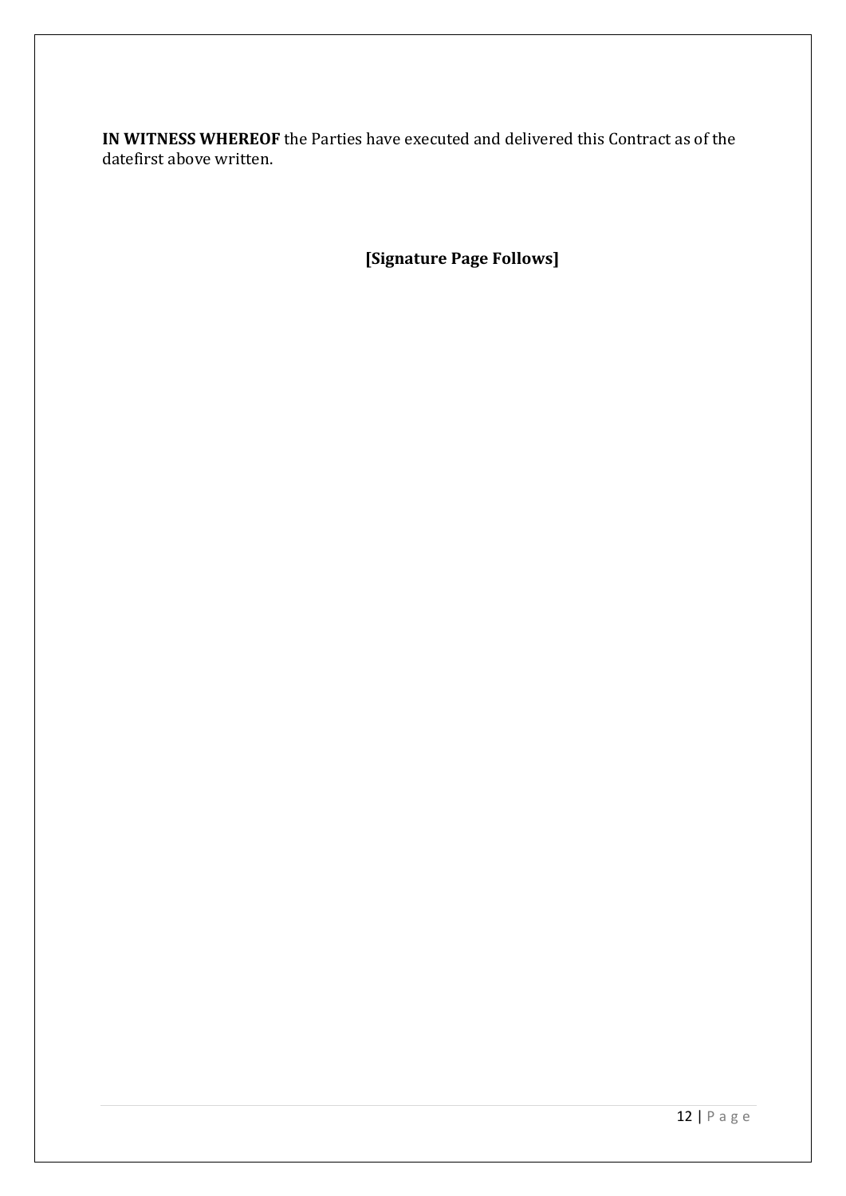**IN WITNESS WHEREOF** the Parties have executed and delivered this Contract as of the datefirst above written.

**[Signature Page Follows]**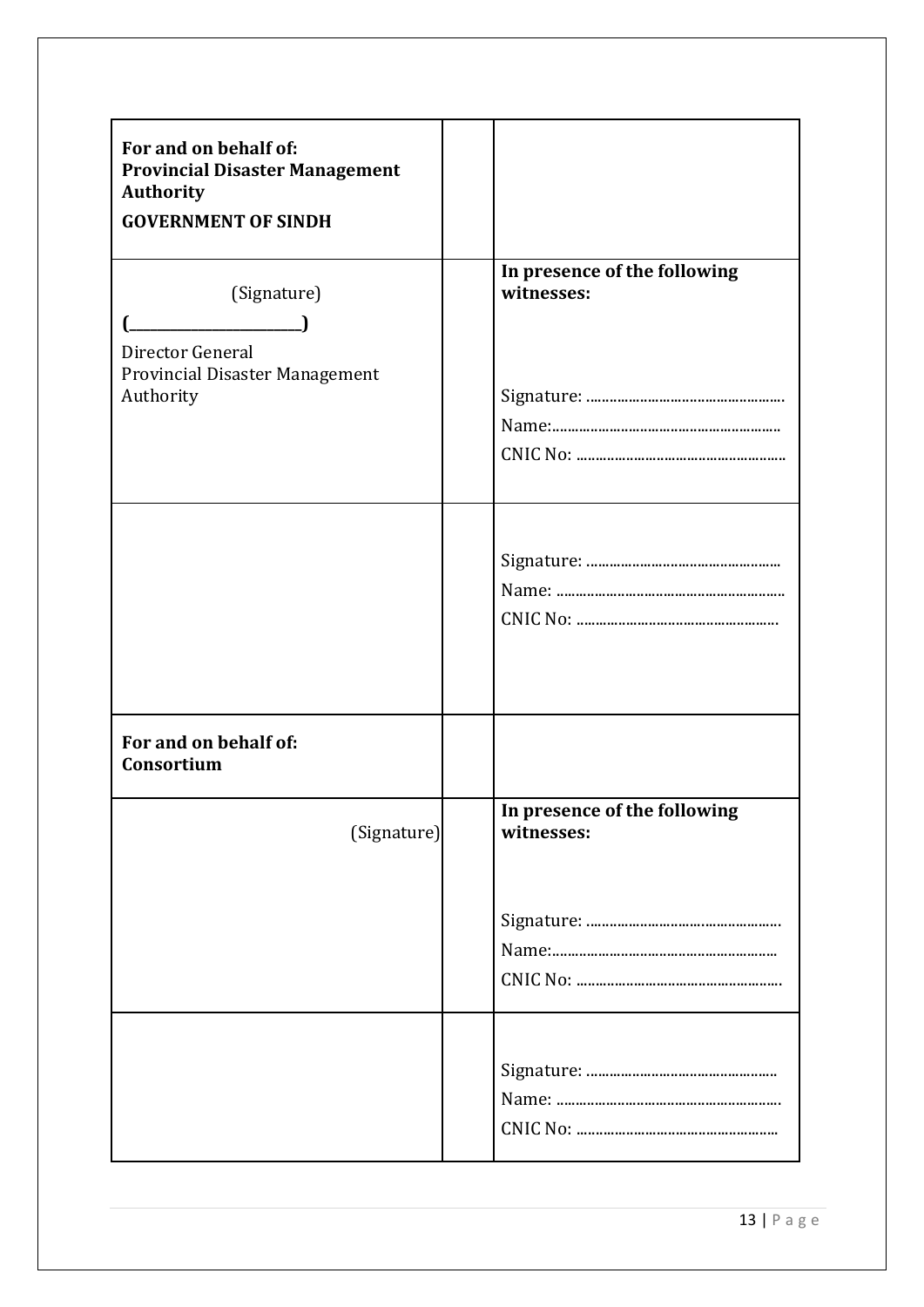| **For and on behalf of:**<br>**Provincial Disaster Management Authority**<br>**GOVERNMENT OF SINDH** | | |
|---|---|---|
| (Signature)<br>**(\_\_\_\_\_\_\_\_\_\_\_\_\_\_\_\_\_\_\_\_\_\_\_\_\_\_\_)**<br>Director General<br>Provincial Disaster Management Authority | | **In presence of the following witnesses:**<br><br>Signature: ..................................................<br>Name:..........................................................<br>CNIC No: ..................................................... |
| | | Signature: ..................................................<br>Name: ..........................................................<br>CNIC No: .................................................... |
| **For and on behalf of:**<br>**Consortium** | | |
| (Signature) | | **In presence of the following witnesses:**<br><br>Signature: ..................................................<br>Name:..........................................................<br>CNIC No: ..................................................... |
| | | Signature: ..................................................<br>Name: ..........................................................<br>CNIC No: .................................................... |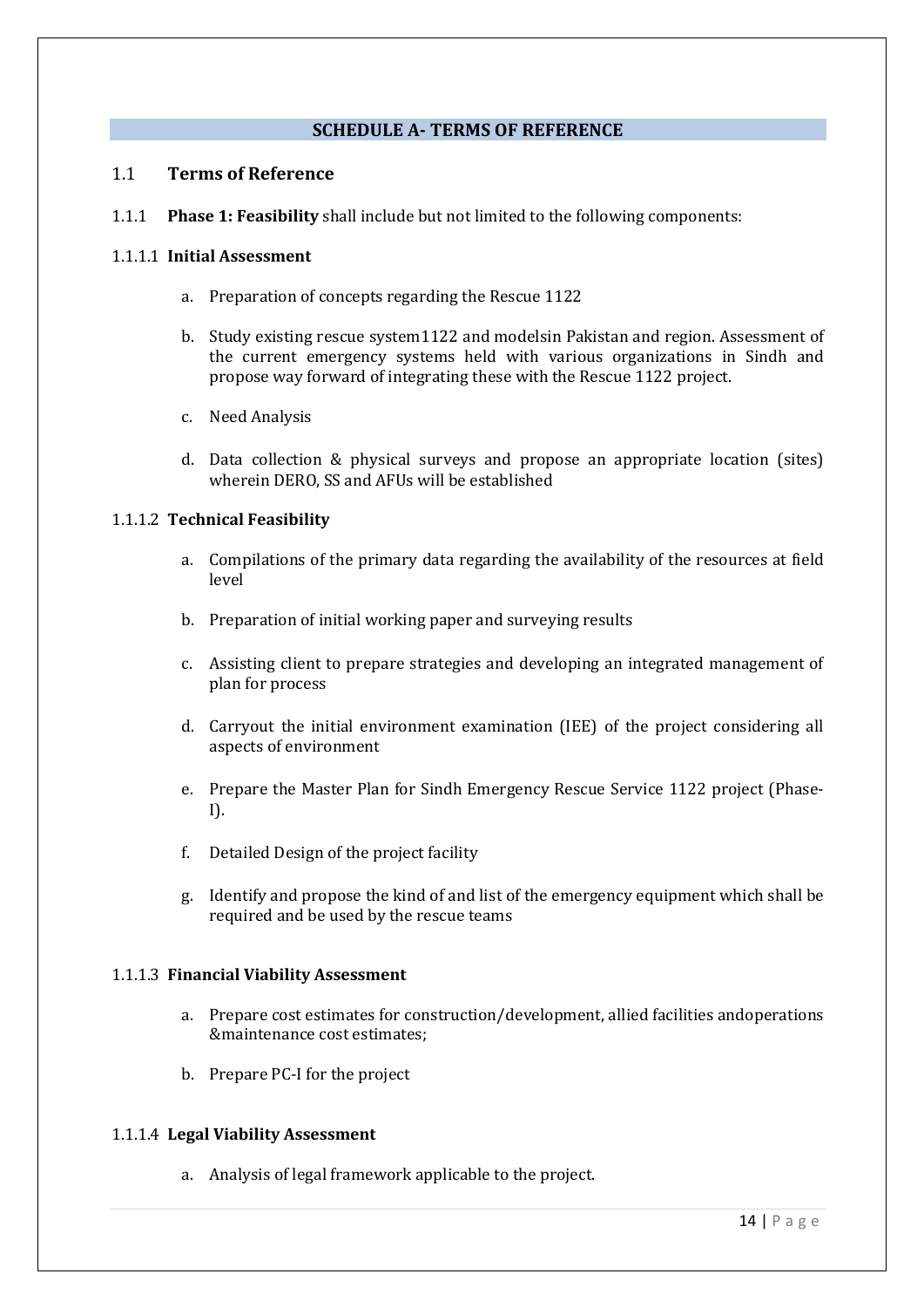## SCHEDULE A- TERMS OF REFERENCE

### 1.1 Terms of Reference

1.1.1 **Phase 1: Feasibility** shall include but not limited to the following components:

#### 1.1.1.1 Initial Assessment

a. Preparation of concepts regarding the Rescue 1122

b. Study existing rescue system1122 and modelsin Pakistan and region. Assessment of the current emergency systems held with various organizations in Sindh and propose way forward of integrating these with the Rescue 1122 project.

c. Need Analysis

d. Data collection & physical surveys and propose an appropriate location (sites) wherein DERO, SS and AFUs will be established

#### 1.1.1.2 Technical Feasibility

a. Compilations of the primary data regarding the availability of the resources at field level

b. Preparation of initial working paper and surveying results

c. Assisting client to prepare strategies and developing an integrated management of plan for process

d. Carryout the initial environment examination (IEE) of the project considering all aspects of environment

e. Prepare the Master Plan for Sindh Emergency Rescue Service 1122 project (Phase-I).

f. Detailed Design of the project facility

g. Identify and propose the kind of and list of the emergency equipment which shall be required and be used by the rescue teams

#### 1.1.1.3 Financial Viability Assessment

a. Prepare cost estimates for construction/development, allied facilities andoperations &maintenance cost estimates;

b. Prepare PC-I for the project

#### 1.1.1.4 Legal Viability Assessment

a. Analysis of legal framework applicable to the project.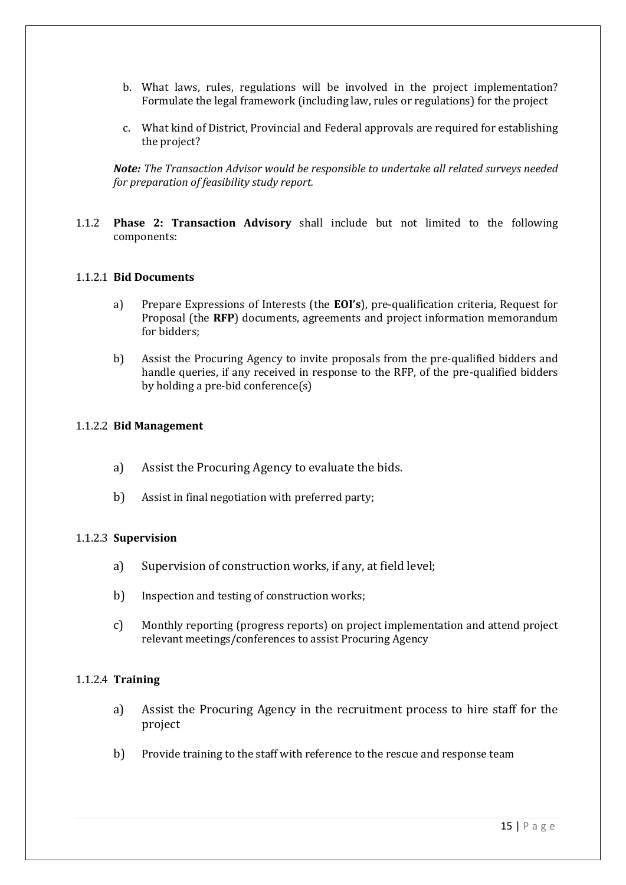b. What laws, rules, regulations will be involved in the project implementation? Formulate the legal framework (including law, rules or regulations) for the project

c. What kind of District, Provincial and Federal approvals are required for establishing the project?

***Note:*** *The Transaction Advisor would be responsible to undertake all related surveys needed for preparation of feasibility study report.*

1.1.2 **Phase 2: Transaction Advisory** shall include but not limited to the following components:

### 1.1.2.1 Bid Documents

a) Prepare Expressions of Interests (the **EOI's**), pre-qualification criteria, Request for Proposal (the **RFP**) documents, agreements and project information memorandum for bidders;

b) Assist the Procuring Agency to invite proposals from the pre-qualified bidders and handle queries, if any received in response to the RFP, of the pre-qualified bidders by holding a pre-bid conference(s)

### 1.1.2.2 Bid Management

a) Assist the Procuring Agency to evaluate the bids.

b) Assist in final negotiation with preferred party;

### 1.1.2.3 Supervision

a) Supervision of construction works, if any, at field level;

b) Inspection and testing of construction works;

c) Monthly reporting (progress reports) on project implementation and attend project relevant meetings/conferences to assist Procuring Agency

### 1.1.2.4 Training

a) Assist the Procuring Agency in the recruitment process to hire staff for the project

b) Provide training to the staff with reference to the rescue and response team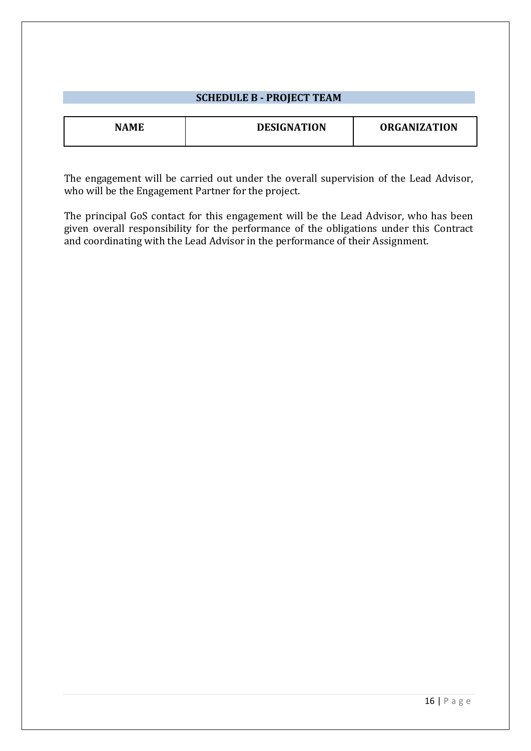## SCHEDULE B - PROJECT TEAM

| NAME | DESIGNATION | ORGANIZATION |
|---|---|---|

The engagement will be carried out under the overall supervision of the Lead Advisor, who will be the Engagement Partner for the project.

The principal GoS contact for this engagement will be the Lead Advisor, who has been given overall responsibility for the performance of the obligations under this Contract and coordinating with the Lead Advisor in the performance of their Assignment.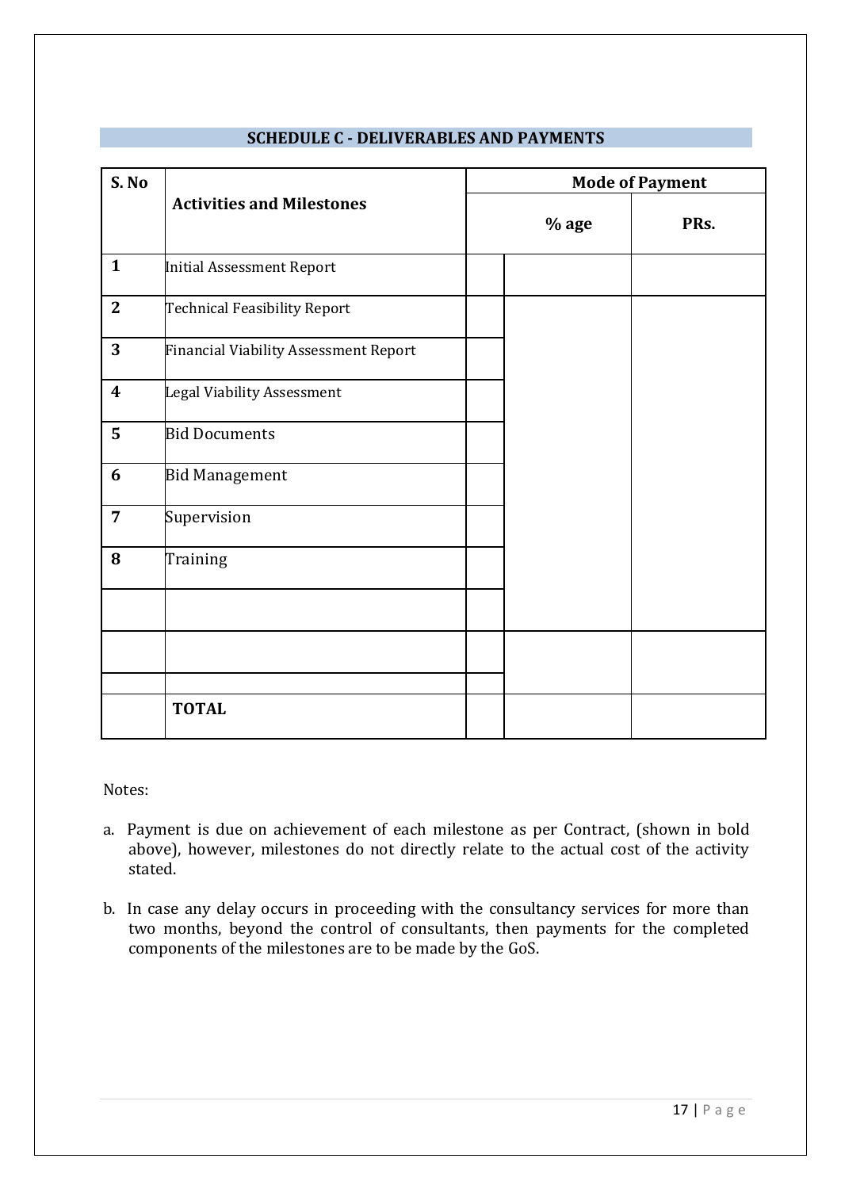## SCHEDULE C - DELIVERABLES AND PAYMENTS

| S. No | Activities and Milestones | Mode of Payment | | |
|---|---|---|---|---|
| | | | % age | PRs. |
| **1** | Initial Assessment Report | | | |
| **2** | Technical Feasibility Report | | | |
| **3** | Financial Viability Assessment Report | | | |
| **4** | Legal Viability Assessment | | | |
| **5** | Bid Documents | | | |
| **6** | Bid Management | | | |
| **7** | Supervision | | | |
| **8** | Training | | | |
| | | | | |
| | | | | |
| | | | | |
| | **TOTAL** | | | |

Notes:

a. Payment is due on achievement of each milestone as per Contract, (shown in bold above), however, milestones do not directly relate to the actual cost of the activity stated.

b. In case any delay occurs in proceeding with the consultancy services for more than two months, beyond the control of consultants, then payments for the completed components of the milestones are to be made by the GoS.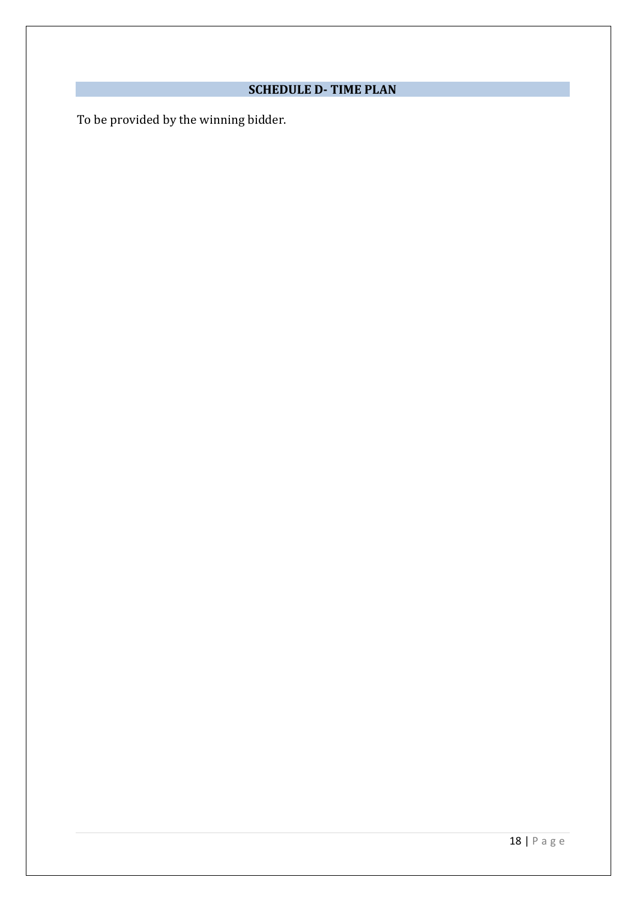## SCHEDULE D- TIME PLAN

To be provided by the winning bidder.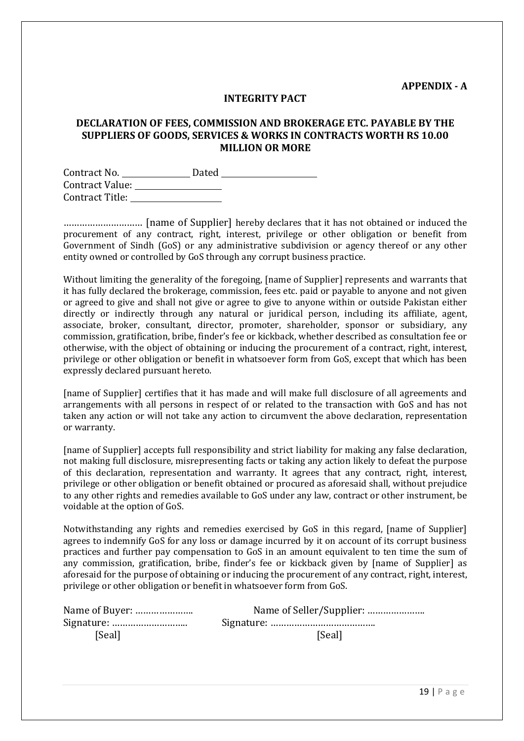**APPENDIX - A**

## INTEGRITY PACT

### DECLARATION OF FEES, COMMISSION AND BROKERAGE ETC. PAYABLE BY THE SUPPLIERS OF GOODS, SERVICES & WORKS IN CONTRACTS WORTH RS 10.00 MILLION OR MORE

Contract No. ______________ Dated ____________________
Contract Value: _________________
Contract Title: __________________

……………………… [name of Supplier] hereby declares that it has not obtained or induced the procurement of any contract, right, interest, privilege or other obligation or benefit from Government of Sindh (GoS) or any administrative subdivision or agency thereof or any other entity owned or controlled by GoS through any corrupt business practice.

Without limiting the generality of the foregoing, [name of Supplier] represents and warrants that it has fully declared the brokerage, commission, fees etc. paid or payable to anyone and not given or agreed to give and shall not give or agree to give to anyone within or outside Pakistan either directly or indirectly through any natural or juridical person, including its affiliate, agent, associate, broker, consultant, director, promoter, shareholder, sponsor or subsidiary, any commission, gratification, bribe, finder's fee or kickback, whether described as consultation fee or otherwise, with the object of obtaining or inducing the procurement of a contract, right, interest, privilege or other obligation or benefit in whatsoever form from GoS, except that which has been expressly declared pursuant hereto.

[name of Supplier] certifies that it has made and will make full disclosure of all agreements and arrangements with all persons in respect of or related to the transaction with GoS and has not taken any action or will not take any action to circumvent the above declaration, representation or warranty.

[name of Supplier] accepts full responsibility and strict liability for making any false declaration, not making full disclosure, misrepresenting facts or taking any action likely to defeat the purpose of this declaration, representation and warranty. It agrees that any contract, right, interest, privilege or other obligation or benefit obtained or procured as aforesaid shall, without prejudice to any other rights and remedies available to GoS under any law, contract or other instrument, be voidable at the option of GoS.

Notwithstanding any rights and remedies exercised by GoS in this regard, [name of Supplier] agrees to indemnify GoS for any loss or damage incurred by it on account of its corrupt business practices and further pay compensation to GoS in an amount equivalent to ten time the sum of any commission, gratification, bribe, finder's fee or kickback given by [name of Supplier] as aforesaid for the purpose of obtaining or inducing the procurement of any contract, right, interest, privilege or other obligation or benefit in whatsoever form from GoS.

Name of Buyer: …………………. Name of Seller/Supplier: …………………
Signature: ………………………. Signature: …………………………………
[Seal] [Seal]